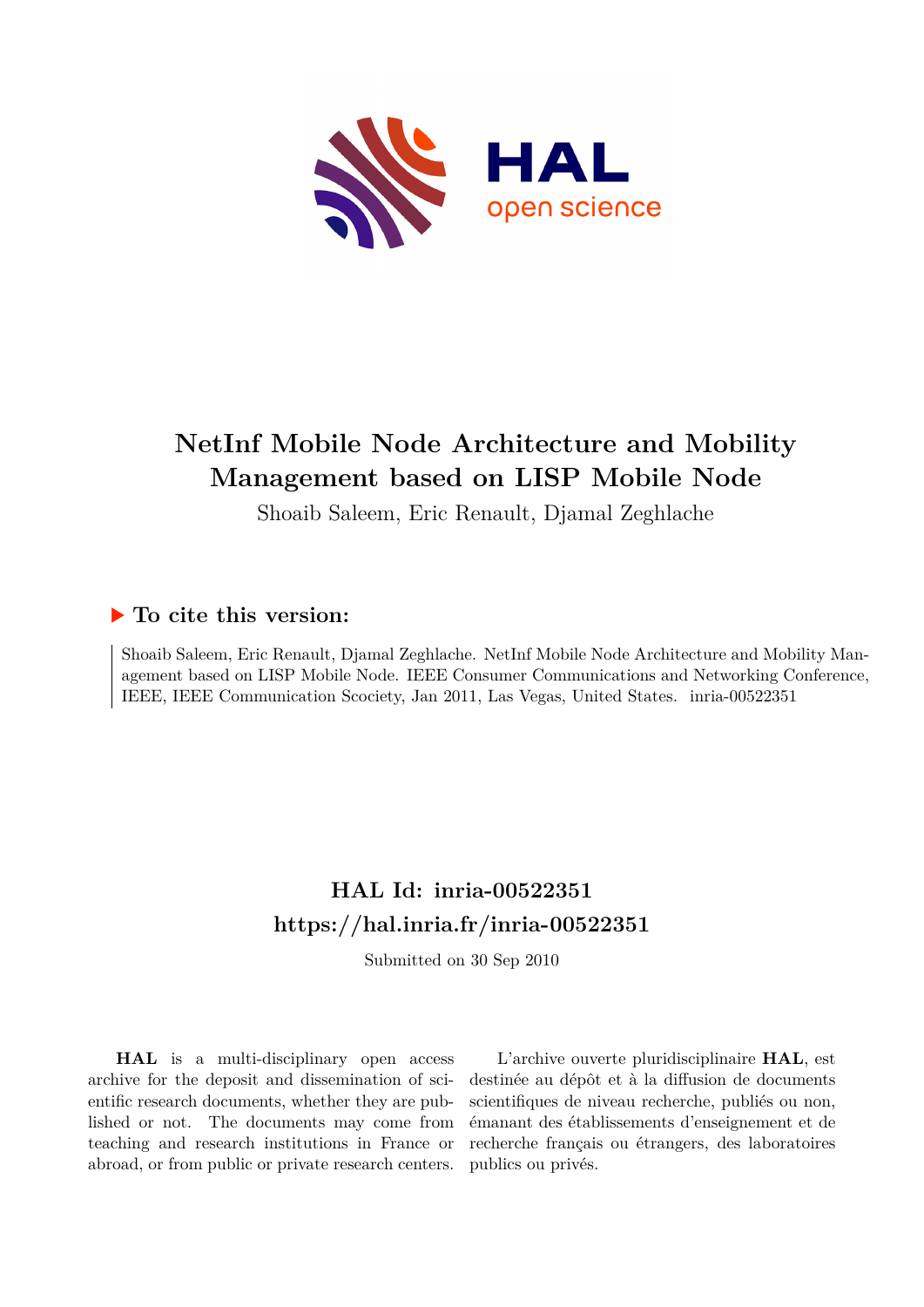# NetInf Mobile Node Architecture and Mobility Management based on LISP Mobile Node

Shoaib Saleem, Eric Renault, Djamal Zeghlache

## ▶ To cite this version:

Shoaib Saleem, Eric Renault, Djamal Zeghlache. NetInf Mobile Node Architecture and Mobility Management based on LISP Mobile Node. IEEE Consumer Communications and Networking Conference, IEEE, IEEE Communication Scociety, Jan 2011, Las Vegas, United States. inria-00522351

## HAL Id: inria-00522351

## https://hal.inria.fr/inria-00522351

Submitted on 30 Sep 2010

**HAL** is a multi-disciplinary open access archive for the deposit and dissemination of scientific research documents, whether they are published or not. The documents may come from teaching and research institutions in France or abroad, or from public or private research centers.

L'archive ouverte pluridisciplinaire **HAL**, est destinée au dépôt et à la diffusion de documents scientifiques de niveau recherche, publiés ou non, émanant des établissements d'enseignement et de recherche français ou étrangers, des laboratoires publics ou privés.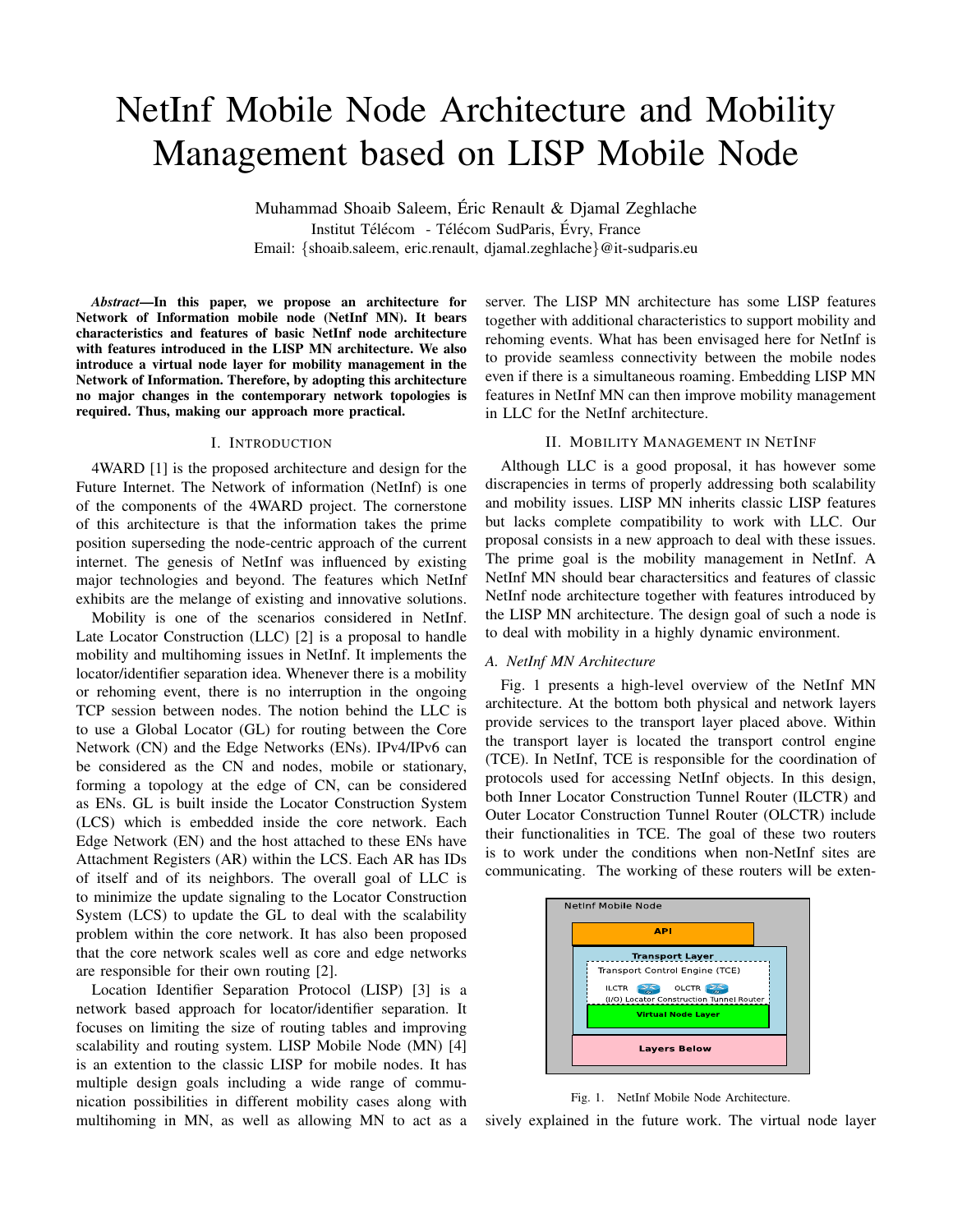# NetInf Mobile Node Architecture and Mobility Management based on LISP Mobile Node

Muhammad Shoaib Saleem, Éric Renault & Djamal Zeghlache
Institut Télécom - Télécom SudParis, Évry, France
Email: {shoaib.saleem, eric.renault, djamal.zeghlache}@it-sudparis.eu

***Abstract*—In this paper, we propose an architecture for Network of Information mobile node (NetInf MN). It bears characteristics and features of basic NetInf node architecture with features introduced in the LISP MN architecture. We also introduce a virtual node layer for mobility management in the Network of Information. Therefore, by adopting this architecture no major changes in the contemporary network topologies is required. Thus, making our approach more practical.**

## I. Introduction

4WARD [1] is the proposed architecture and design for the Future Internet. The Network of information (NetInf) is one of the components of the 4WARD project. The cornerstone of this architecture is that the information takes the prime position superseding the node-centric approach of the current internet. The genesis of NetInf was influenced by existing major technologies and beyond. The features which NetInf exhibits are the melange of existing and innovative solutions.

Mobility is one of the scenarios considered in NetInf. Late Locator Construction (LLC) [2] is a proposal to handle mobility and multihoming issues in NetInf. It implements the locator/identifier separation idea. Whenever there is a mobility or rehoming event, there is no interruption in the ongoing TCP session between nodes. The notion behind the LLC is to use a Global Locator (GL) for routing between the Core Network (CN) and the Edge Networks (ENs). IPv4/IPv6 can be considered as the CN and nodes, mobile or stationary, forming a topology at the edge of CN, can be considered as ENs. GL is built inside the Locator Construction System (LCS) which is embedded inside the core network. Each Edge Network (EN) and the host attached to these ENs have Attachment Registers (AR) within the LCS. Each AR has IDs of itself and of its neighbors. The overall goal of LLC is to minimize the update signaling to the Locator Construction System (LCS) to update the GL to deal with the scalability problem within the core network. It has also been proposed that the core network scales well as core and edge networks are responsible for their own routing [2].

Location Identifier Separation Protocol (LISP) [3] is a network based approach for locator/identifier separation. It focuses on limiting the size of routing tables and improving scalability and routing system. LISP Mobile Node (MN) [4] is an extention to the classic LISP for mobile nodes. It has multiple design goals including a wide range of communication possibilities in different mobility cases along with multihoming in MN, as well as allowing MN to act as a server. The LISP MN architecture has some LISP features together with additional characteristics to support mobility and rehoming events. What has been envisaged here for NetInf is to provide seamless connectivity between the mobile nodes even if there is a simultaneous roaming. Embedding LISP MN features in NetInf MN can then improve mobility management in LLC for the NetInf architecture.

## II. Mobility Management in NetInf

Although LLC is a good proposal, it has however some discrepancies in terms of properly addressing both scalability and mobility issues. LISP MN inherits classic LISP features but lacks complete compatibility to work with LLC. Our proposal consists in a new approach to deal with these issues. The prime goal is the mobility management in NetInf. A NetInf MN should bear charactersitics and features of classic NetInf node architecture together with features introduced by the LISP MN architecture. The design goal of such a node is to deal with mobility in a highly dynamic environment.

### *A. NetInf MN Architecture*

Fig. 1 presents a high-level overview of the NetInf MN architecture. At the bottom both physical and network layers provide services to the transport layer placed above. Within the transport layer is located the transport control engine (TCE). In NetInf, TCE is responsible for the coordination of protocols used for accessing NetInf objects. In this design, both Inner Locator Construction Tunnel Router (ILCTR) and Outer Locator Construction Tunnel Router (OLCTR) include their functionalities in TCE. The goal of these two routers is to work under the conditions when non-NetInf sites are communicating. The working of these routers will be extensively explained in the future work. The virtual node layer

Fig. 1. NetInf Mobile Node Architecture.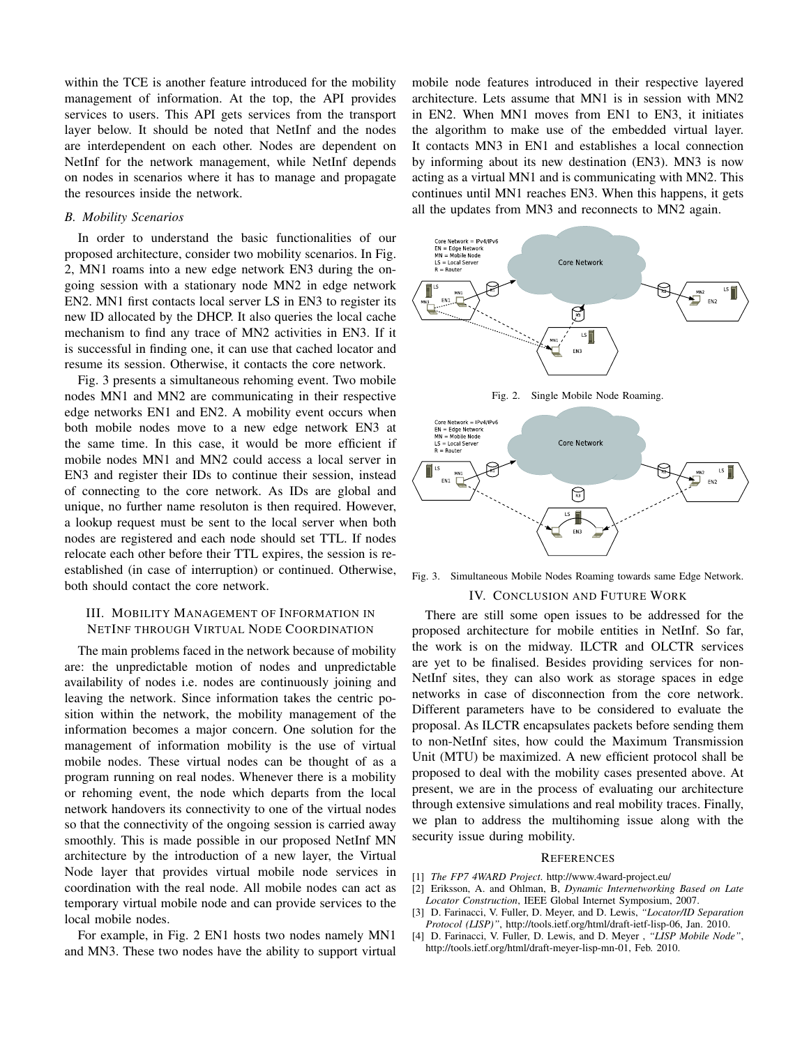within the TCE is another feature introduced for the mobility management of information. At the top, the API provides services to users. This API gets services from the transport layer below. It should be noted that NetInf and the nodes are interdependent on each other. Nodes are dependent on NetInf for the network management, while NetInf depends on nodes in scenarios where it has to manage and propagate the resources inside the network.

### *B. Mobility Scenarios*

In order to understand the basic functionalities of our proposed architecture, consider two mobility scenarios. In Fig. 2, MN1 roams into a new edge network EN3 during the ongoing session with a stationary node MN2 in edge network EN2. MN1 first contacts local server LS in EN3 to register its new ID allocated by the DHCP. It also queries the local cache mechanism to find any trace of MN2 activities in EN3. If it is successful in finding one, it can use that cached locator and resume its session. Otherwise, it contacts the core network.

Fig. 3 presents a simultaneous rehoming event. Two mobile nodes MN1 and MN2 are communicating in their respective edge networks EN1 and EN2. A mobility event occurs when both mobile nodes move to a new edge network EN3 at the same time. In this case, it would be more efficient if mobile nodes MN1 and MN2 could access a local server in EN3 and register their IDs to continue their session, instead of connecting to the core network. As IDs are global and unique, no further name resoluton is then required. However, a lookup request must be sent to the local server when both nodes are registered and each node should set TTL. If nodes relocate each other before their TTL expires, the session is re-established (in case of interruption) or continued. Otherwise, both should contact the core network.

## III. Mobility Management of Information in NetInf through Virtual Node Coordination

The main problems faced in the network because of mobility are: the unpredictable motion of nodes and unpredictable availability of nodes i.e. nodes are continuously joining and leaving the network. Since information takes the centric position within the network, the mobility management of the information becomes a major concern. One solution for the management of information mobility is the use of virtual mobile nodes. These virtual nodes can be thought of as a program running on real nodes. Whenever there is a mobility or rehoming event, the node which departs from the local network handovers its connectivity to one of the virtual nodes so that the connectivity of the ongoing session is carried away smoothly. This is made possible in our proposed NetInf MN architecture by the introduction of a new layer, the Virtual Node layer that provides virtual mobile node services in coordination with the real node. All mobile nodes can act as temporary virtual mobile node and can provide services to the local mobile nodes.

For example, in Fig. 2 EN1 hosts two nodes namely MN1 and MN3. These two nodes have the ability to support virtual mobile node features introduced in their respective layered architecture. Lets assume that MN1 is in session with MN2 in EN2. When MN1 moves from EN1 to EN3, it initiates the algorithm to make use of the embedded virtual layer. It contacts MN3 in EN1 and establishes a local connection by informing about its new destination (EN3). MN3 is now acting as a virtual MN1 and is communicating with MN2. This continues until MN1 reaches EN3. When this happens, it gets all the updates from MN3 and reconnects to MN2 again.

Core Network = IPv4/IPv6
EN = Edge Network
MN = Mobile Node
LS = Local Server
R = Router

Core Network

LS
MN3
MN1
EN1
R1
R2
MN2
LS
EN2
R3
MN1
LS
EN3

Fig. 2. Single Mobile Node Roaming.

Core Network = IPv4/IPv6
EN = Edge Network
MN = Mobile Node
LS = Local Server
R = Router

Core Network

LS
MN1
EN1
R1
R2
MN2
LS
EN2
R3
LS
EN3

Fig. 3. Simultaneous Mobile Nodes Roaming towards same Edge Network.

## IV. Conclusion and Future Work

There are still some open issues to be addressed for the proposed architecture for mobile entities in NetInf. So far, the work is on the midway. ILCTR and OLCTR services are yet to be finalised. Besides providing services for non-NetInf sites, they can also work as storage spaces in edge networks in case of disconnection from the core network. Different parameters have to be considered to evaluate the proposal. As ILCTR encapsulates packets before sending them to non-NetInf sites, how could the Maximum Transmission Unit (MTU) be maximized. A new efficient protocol shall be proposed to deal with the mobility cases presented above. At present, we are in the process of evaluating our architecture through extensive simulations and real mobility traces. Finally, we plan to address the multihoming issue along with the security issue during mobility.

## References

[1] *The FP7 4WARD Project*. http://www.4ward-project.eu/

[2] Eriksson, A. and Ohlman, B, *Dynamic Internetworking Based on Late Locator Construction*, IEEE Global Internet Symposium, 2007.

[3] D. Farinacci, V. Fuller, D. Meyer, and D. Lewis, *"Locator/ID Separation Protocol (LISP)"*, http://tools.ietf.org/html/draft-ietf-lisp-06, Jan. 2010.

[4] D. Farinacci, V. Fuller, D. Lewis, and D. Meyer , *"LISP Mobile Node"*, http://tools.ietf.org/html/draft-meyer-lisp-mn-01, Feb. 2010.